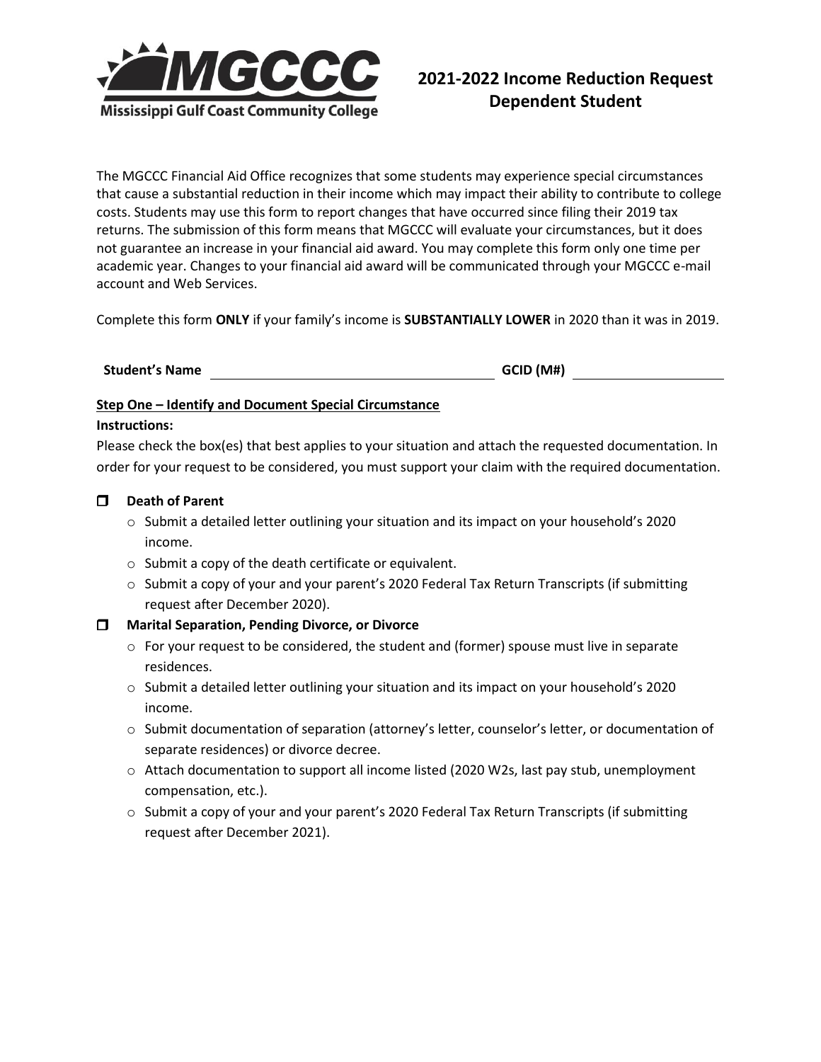**MGCCC**
Mississippi Gulf Coast Community College

# 2021-2022 Income Reduction Request Dependent Student

The MGCCC Financial Aid Office recognizes that some students may experience special circumstances that cause a substantial reduction in their income which may impact their ability to contribute to college costs. Students may use this form to report changes that have occurred since filing their 2019 tax returns. The submission of this form means that MGCCC will evaluate your circumstances, but it does not guarantee an increase in your financial aid award. You may complete this form only one time per academic year. Changes to your financial aid award will be communicated through your MGCCC e-mail account and Web Services.

Complete this form **ONLY** if your family's income is **SUBSTANTIALLY LOWER** in 2020 than it was in 2019.

**Student's Name** ______________________________ **GCID (M#)** ____________________

## Step One – Identify and Document Special Circumstance

**Instructions:**

Please check the box(es) that best applies to your situation and attach the requested documentation. In order for your request to be considered, you must support your claim with the required documentation.

☐ **Death of Parent**

- Submit a detailed letter outlining your situation and its impact on your household's 2020 income.
- Submit a copy of the death certificate or equivalent.
- Submit a copy of your and your parent's 2020 Federal Tax Return Transcripts (if submitting request after December 2020).

☐ **Marital Separation, Pending Divorce, or Divorce**

- For your request to be considered, the student and (former) spouse must live in separate residences.
- Submit a detailed letter outlining your situation and its impact on your household's 2020 income.
- Submit documentation of separation (attorney's letter, counselor's letter, or documentation of separate residences) or divorce decree.
- Attach documentation to support all income listed (2020 W2s, last pay stub, unemployment compensation, etc.).
- Submit a copy of your and your parent's 2020 Federal Tax Return Transcripts (if submitting request after December 2021).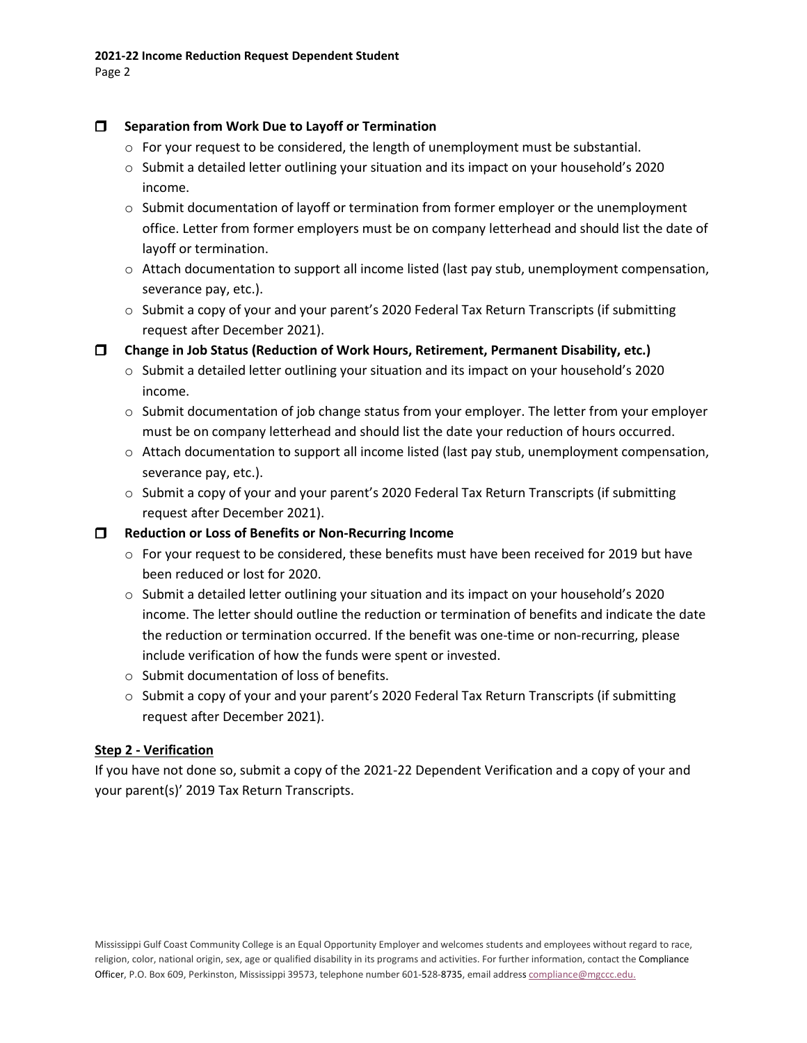- **Separation from Work Due to Layoff or Termination**
  - For your request to be considered, the length of unemployment must be substantial.
  - Submit a detailed letter outlining your situation and its impact on your household's 2020 income.
  - Submit documentation of layoff or termination from former employer or the unemployment office. Letter from former employers must be on company letterhead and should list the date of layoff or termination.
  - Attach documentation to support all income listed (last pay stub, unemployment compensation, severance pay, etc.).
  - Submit a copy of your and your parent's 2020 Federal Tax Return Transcripts (if submitting request after December 2021).
- **Change in Job Status (Reduction of Work Hours, Retirement, Permanent Disability, etc.)**
  - Submit a detailed letter outlining your situation and its impact on your household's 2020 income.
  - Submit documentation of job change status from your employer. The letter from your employer must be on company letterhead and should list the date your reduction of hours occurred.
  - Attach documentation to support all income listed (last pay stub, unemployment compensation, severance pay, etc.).
  - Submit a copy of your and your parent's 2020 Federal Tax Return Transcripts (if submitting request after December 2021).
- **Reduction or Loss of Benefits or Non-Recurring Income**
  - For your request to be considered, these benefits must have been received for 2019 but have been reduced or lost for 2020.
  - Submit a detailed letter outlining your situation and its impact on your household's 2020 income. The letter should outline the reduction or termination of benefits and indicate the date the reduction or termination occurred. If the benefit was one-time or non-recurring, please include verification of how the funds were spent or invested.
  - Submit documentation of loss of benefits.
  - Submit a copy of your and your parent's 2020 Federal Tax Return Transcripts (if submitting request after December 2021).

## Step 2 - Verification

If you have not done so, submit a copy of the 2021-22 Dependent Verification and a copy of your and your parent(s)' 2019 Tax Return Transcripts.

Mississippi Gulf Coast Community College is an Equal Opportunity Employer and welcomes students and employees without regard to race, religion, color, national origin, sex, age or qualified disability in its programs and activities. For further information, contact the Compliance Officer, P.O. Box 609, Perkinston, Mississippi 39573, telephone number 601-528-8735, email address compliance@mgccc.edu.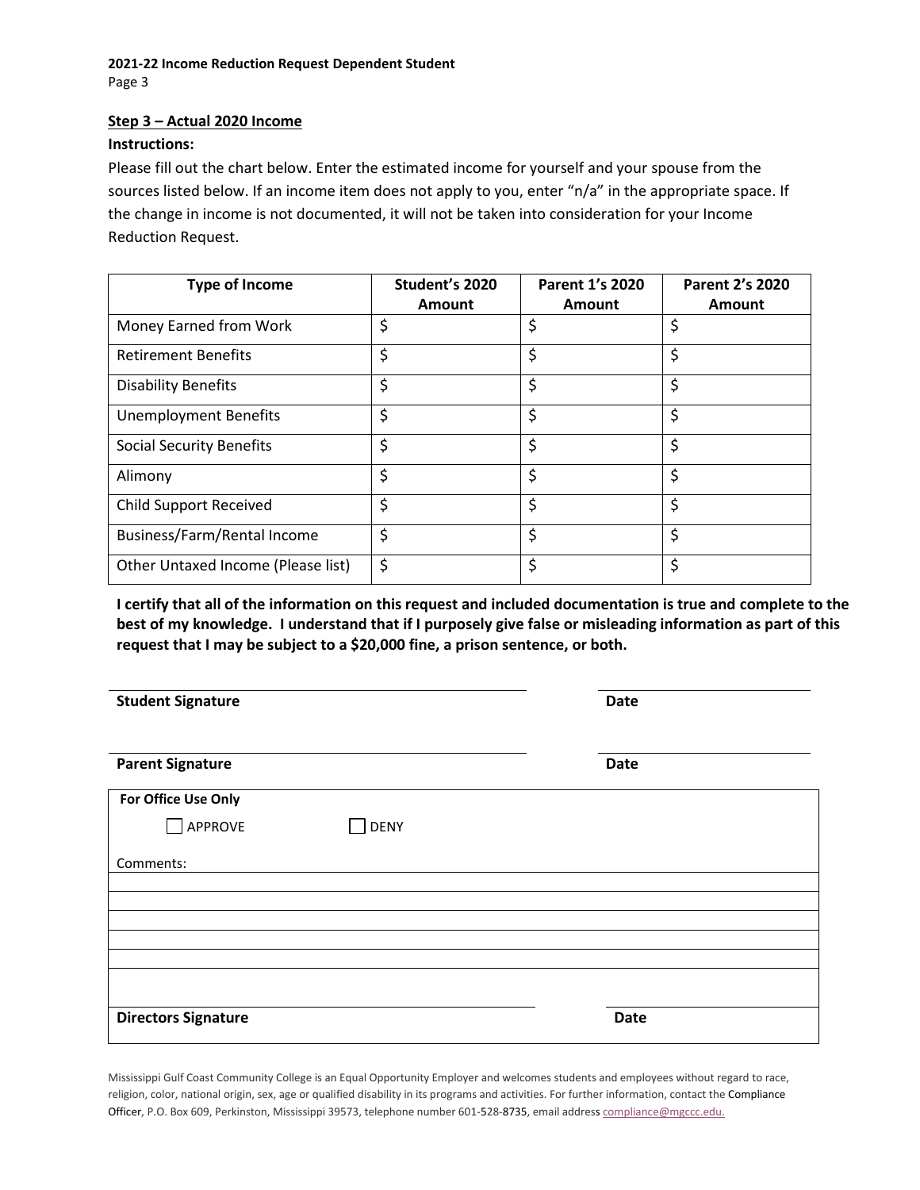## Step 3 – Actual 2020 Income

**Instructions:**

Please fill out the chart below. Enter the estimated income for yourself and your spouse from the sources listed below. If an income item does not apply to you, enter "n/a" in the appropriate space. If the change in income is not documented, it will not be taken into consideration for your Income Reduction Request.

| Type of Income | Student's 2020 Amount | Parent 1's 2020 Amount | Parent 2's 2020 Amount |
|---|---|---|---|
| Money Earned from Work | $ | $ | $ |
| Retirement Benefits | $ | $ | $ |
| Disability Benefits | $ | $ | $ |
| Unemployment Benefits | $ | $ | $ |
| Social Security Benefits | $ | $ | $ |
| Alimony | $ | $ | $ |
| Child Support Received | $ | $ | $ |
| Business/Farm/Rental Income | $ | $ | $ |
| Other Untaxed Income (Please list) | $ | $ | $ |

**I certify that all of the information on this request and included documentation is true and complete to the best of my knowledge. I understand that if I purposely give false or misleading information as part of this request that I may be subject to a $20,000 fine, a prison sentence, or both.**

______________________________ ______________
**Student Signature** **Date**

______________________________ ______________
**Parent Signature** **Date**

**For Office Use Only**

☐ APPROVE ☐ DENY

Comments:

______________________________

______________________________

______________________________

______________________________

______________________________

______________________________ ______________
**Directors Signature** **Date**

Mississippi Gulf Coast Community College is an Equal Opportunity Employer and welcomes students and employees without regard to race, religion, color, national origin, sex, age or qualified disability in its programs and activities. For further information, contact the Compliance Officer, P.O. Box 609, Perkinston, Mississippi 39573, telephone number 601-528-8735, email address compliance@mgccc.edu.